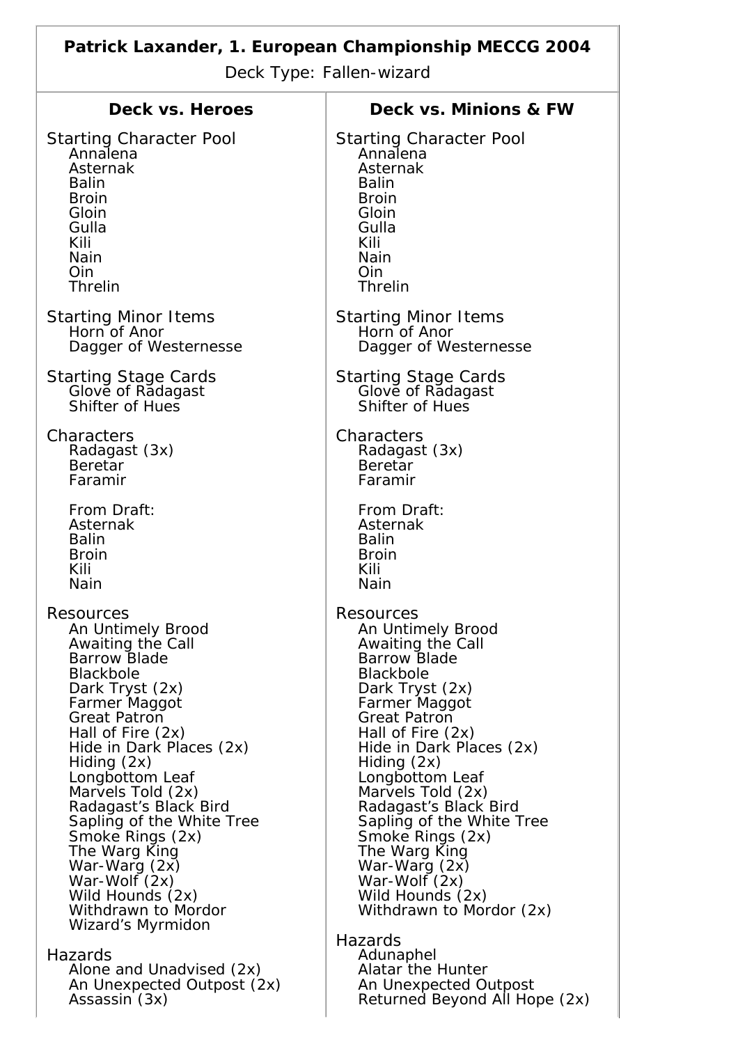**Patrick Laxander, 1. European Championship MECCG 2004**

Deck Type: Fallen-wizard

## Deck vs. Heroes

Starting Character Pool
- Annalena
- Asternak
- Balin
- Broin
- Gloin
- Gulla
- Kili
- Nain
- Oin
- Threlin

Starting Minor Items
- Horn of Anor
- Dagger of Westernesse

Starting Stage Cards
- Glove of Radagast
- Shifter of Hues

Characters
- Radagast (3x)
- Beretar
- Faramir

From Draft:
- Asternak
- Balin
- Broin
- Kili
- Nain

Resources
- An Untimely Brood
- Awaiting the Call
- Barrow Blade
- Blackbole
- Dark Tryst (2x)
- Farmer Maggot
- Great Patron
- Hall of Fire (2x)
- Hide in Dark Places (2x)
- Hiding (2x)
- Longbottom Leaf
- Marvels Told (2x)
- Radagast's Black Bird
- Sapling of the White Tree
- Smoke Rings (2x)
- The Warg King
- War-Warg (2x)
- War-Wolf (2x)
- Wild Hounds (2x)
- Withdrawn to Mordor
- Wizard's Myrmidon

Hazards
- Alone and Unadvised (2x)
- An Unexpected Outpost (2x)
- Assassin (3x)

## Deck vs. Minions & FW

Starting Character Pool
- Annalena
- Asternak
- Balin
- Broin
- Gloin
- Gulla
- Kili
- Nain
- Oin
- Threlin

Starting Minor Items
- Horn of Anor
- Dagger of Westernesse

Starting Stage Cards
- Glove of Radagast
- Shifter of Hues

Characters
- Radagast (3x)
- Beretar
- Faramir

From Draft:
- Asternak
- Balin
- Broin
- Kili
- Nain

Resources
- An Untimely Brood
- Awaiting the Call
- Barrow Blade
- Blackbole
- Dark Tryst (2x)
- Farmer Maggot
- Great Patron
- Hall of Fire (2x)
- Hide in Dark Places (2x)
- Hiding (2x)
- Longbottom Leaf
- Marvels Told (2x)
- Radagast's Black Bird
- Sapling of the White Tree
- Smoke Rings (2x)
- The Warg King
- War-Warg (2x)
- War-Wolf (2x)
- Wild Hounds (2x)
- Withdrawn to Mordor (2x)

Hazards
- Adunaphel
- Alatar the Hunter
- An Unexpected Outpost
- Returned Beyond All Hope (2x)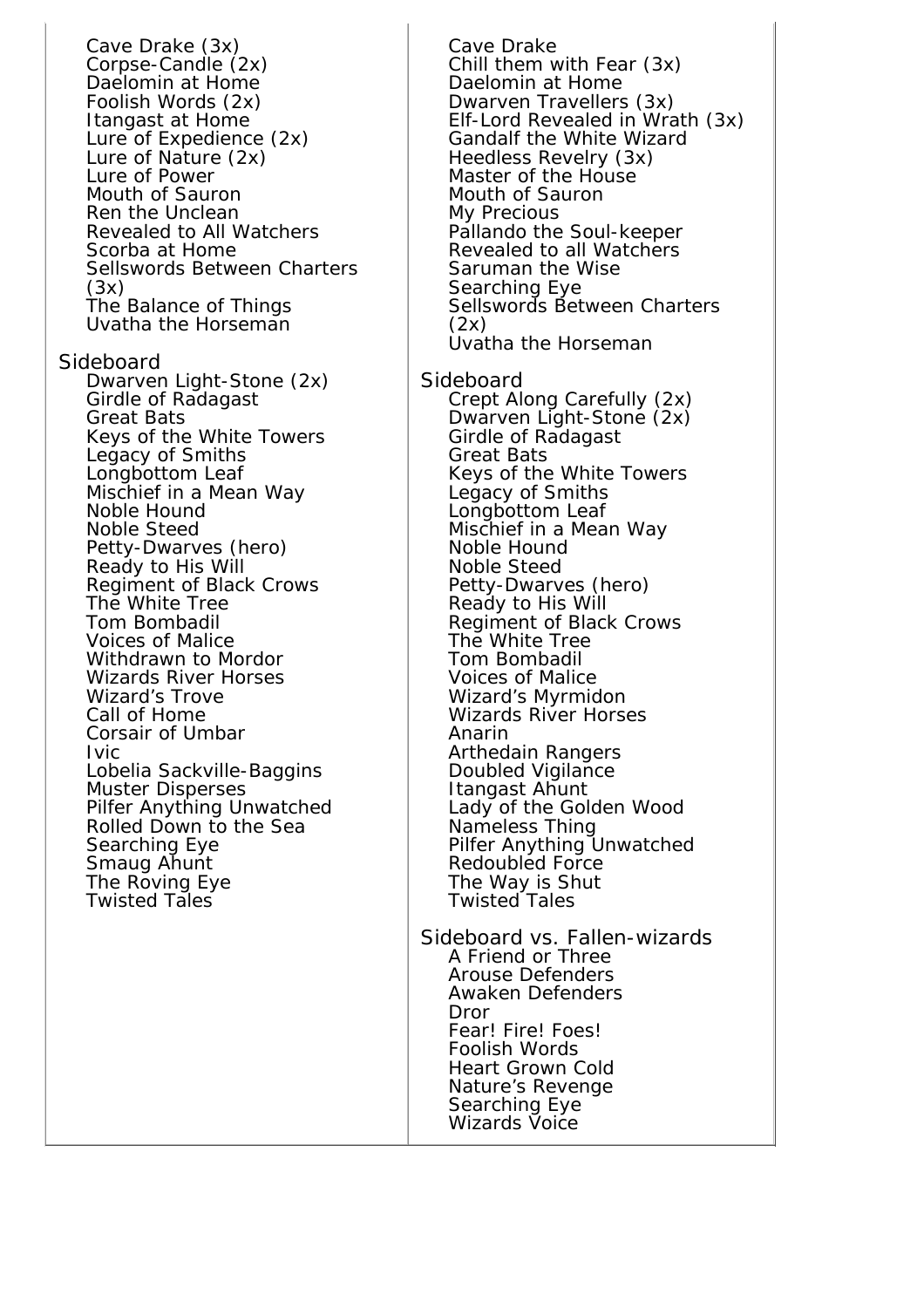- Cave Drake (3x)
- Corpse-Candle (2x)
- Daelomin at Home
- Foolish Words (2x)
- Itangast at Home
- Lure of Expedience (2x)
- Lure of Nature (2x)
- Lure of Power
- Mouth of Sauron
- Ren the Unclean
- Revealed to All Watchers
- Scorba at Home
- Sellswords Between Charters (3x)
- The Balance of Things
- Uvatha the Horseman

Sideboard

- Dwarven Light-Stone (2x)
- Girdle of Radagast
- Great Bats
- Keys of the White Towers
- Legacy of Smiths
- Longbottom Leaf
- Mischief in a Mean Way
- Noble Hound
- Noble Steed
- Petty-Dwarves (hero)
- Ready to His Will
- Regiment of Black Crows
- The White Tree
- Tom Bombadil
- Voices of Malice
- Withdrawn to Mordor
- Wizards River Horses
- Wizard's Trove
- Call of Home
- Corsair of Umbar
- Ivic
- Lobelia Sackville-Baggins
- Muster Disperses
- Pilfer Anything Unwatched
- Rolled Down to the Sea
- Searching Eye
- Smaug Ahunt
- The Roving Eye
- Twisted Tales

- Cave Drake
- Chill them with Fear (3x)
- Daelomin at Home
- Dwarven Travellers (3x)
- Elf-Lord Revealed in Wrath (3x)
- Gandalf the White Wizard
- Heedless Revelry (3x)
- Master of the House
- Mouth of Sauron
- My Precious
- Pallando the Soul-keeper
- Revealed to all Watchers
- Saruman the Wise
- Searching Eye
- Sellswords Between Charters (2x)
- Uvatha the Horseman

Sideboard

- Crept Along Carefully (2x)
- Dwarven Light-Stone (2x)
- Girdle of Radagast
- Great Bats
- Keys of the White Towers
- Legacy of Smiths
- Longbottom Leaf
- Mischief in a Mean Way
- Noble Hound
- Noble Steed
- Petty-Dwarves (hero)
- Ready to His Will
- Regiment of Black Crows
- The White Tree
- Tom Bombadil
- Voices of Malice
- Wizard's Myrmidon
- Wizards River Horses
- Anarin
- Arthedain Rangers
- Doubled Vigilance
- Itangast Ahunt
- Lady of the Golden Wood
- Nameless Thing
- Pilfer Anything Unwatched
- Redoubled Force
- The Way is Shut
- Twisted Tales

Sideboard vs. Fallen-wizards

- A Friend or Three
- Arouse Defenders
- Awaken Defenders
- Dror
- Fear! Fire! Foes!
- Foolish Words
- Heart Grown Cold
- Nature's Revenge
- Searching Eye
- Wizards Voice